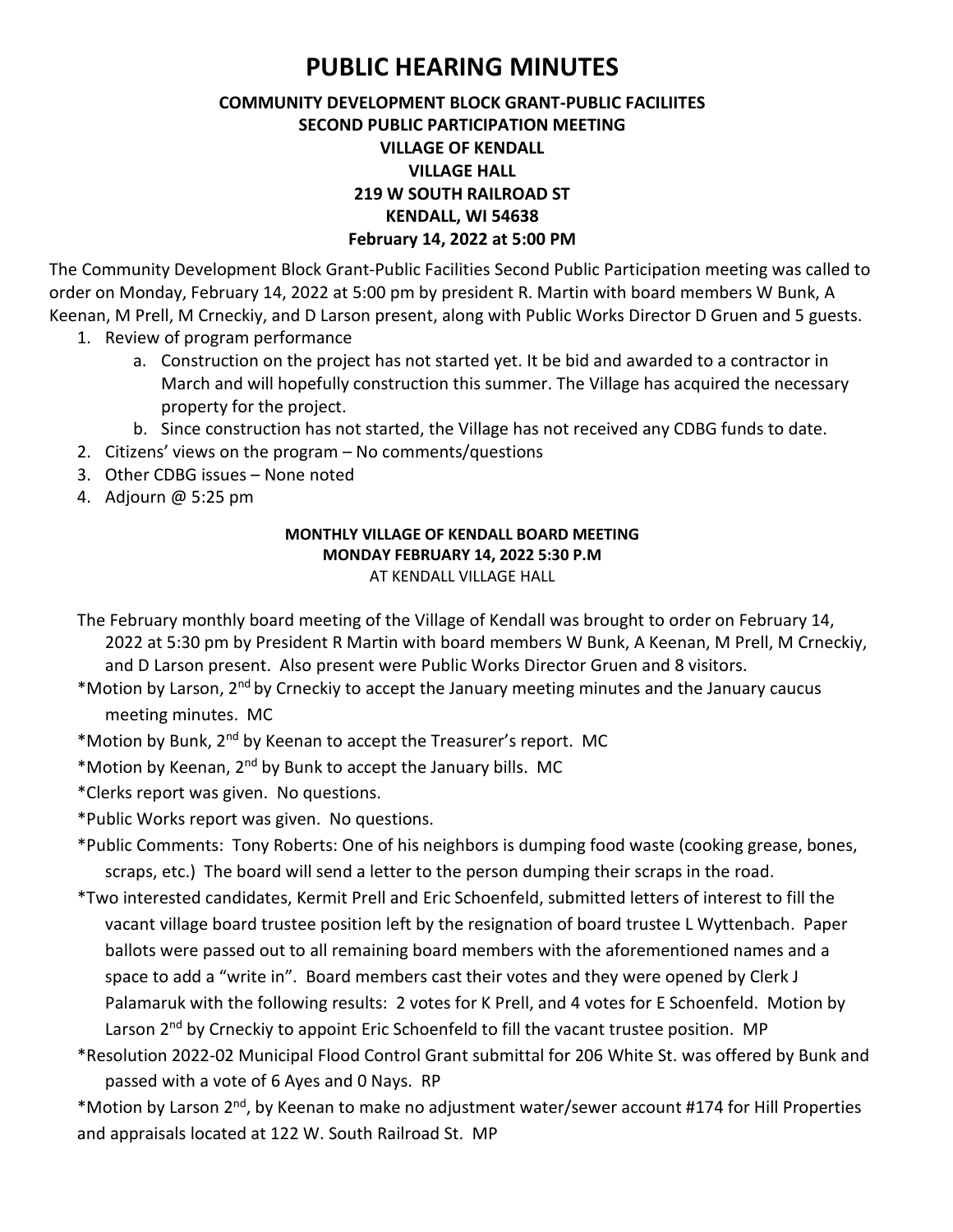# PUBLIC HEARING MINUTES

**COMMUNITY DEVELOPMENT BLOCK GRANT-PUBLIC FACILIITES**
**SECOND PUBLIC PARTICIPATION MEETING**
**VILLAGE OF KENDALL**
**VILLAGE HALL**
**219 W SOUTH RAILROAD ST**
**KENDALL, WI 54638**
**February 14, 2022 at 5:00 PM**

The Community Development Block Grant-Public Facilities Second Public Participation meeting was called to order on Monday, February 14, 2022 at 5:00 pm by president R. Martin with board members W Bunk, A Keenan, M Prell, M Crneckiy, and D Larson present, along with Public Works Director D Gruen and 5 guests.

1. Review of program performance
   a. Construction on the project has not started yet. It be bid and awarded to a contractor in March and will hopefully construction this summer. The Village has acquired the necessary property for the project.
   b. Since construction has not started, the Village has not received any CDBG funds to date.
2. Citizens' views on the program – No comments/questions
3. Other CDBG issues – None noted
4. Adjourn @ 5:25 pm

**MONTHLY VILLAGE OF KENDALL BOARD MEETING**
**MONDAY FEBRUARY 14, 2022 5:30 P.M**
AT KENDALL VILLAGE HALL

The February monthly board meeting of the Village of Kendall was brought to order on February 14, 2022 at 5:30 pm by President R Martin with board members W Bunk, A Keenan, M Prell, M Crneckiy, and D Larson present. Also present were Public Works Director Gruen and 8 visitors.

*Motion by Larson, 2nd by Crneckiy to accept the January meeting minutes and the January caucus meeting minutes. MC

*Motion by Bunk, 2nd by Keenan to accept the Treasurer's report. MC

*Motion by Keenan, 2nd by Bunk to accept the January bills. MC

*Clerks report was given. No questions.

*Public Works report was given. No questions.

*Public Comments: Tony Roberts: One of his neighbors is dumping food waste (cooking grease, bones, scraps, etc.) The board will send a letter to the person dumping their scraps in the road.

*Two interested candidates, Kermit Prell and Eric Schoenfeld, submitted letters of interest to fill the vacant village board trustee position left by the resignation of board trustee L Wyttenbach. Paper ballots were passed out to all remaining board members with the aforementioned names and a space to add a "write in". Board members cast their votes and they were opened by Clerk J Palamaruk with the following results: 2 votes for K Prell, and 4 votes for E Schoenfeld. Motion by Larson 2nd by Crneckiy to appoint Eric Schoenfeld to fill the vacant trustee position. MP

*Resolution 2022-02 Municipal Flood Control Grant submittal for 206 White St. was offered by Bunk and passed with a vote of 6 Ayes and 0 Nays. RP

*Motion by Larson 2nd, by Keenan to make no adjustment water/sewer account #174 for Hill Properties and appraisals located at 122 W. South Railroad St. MP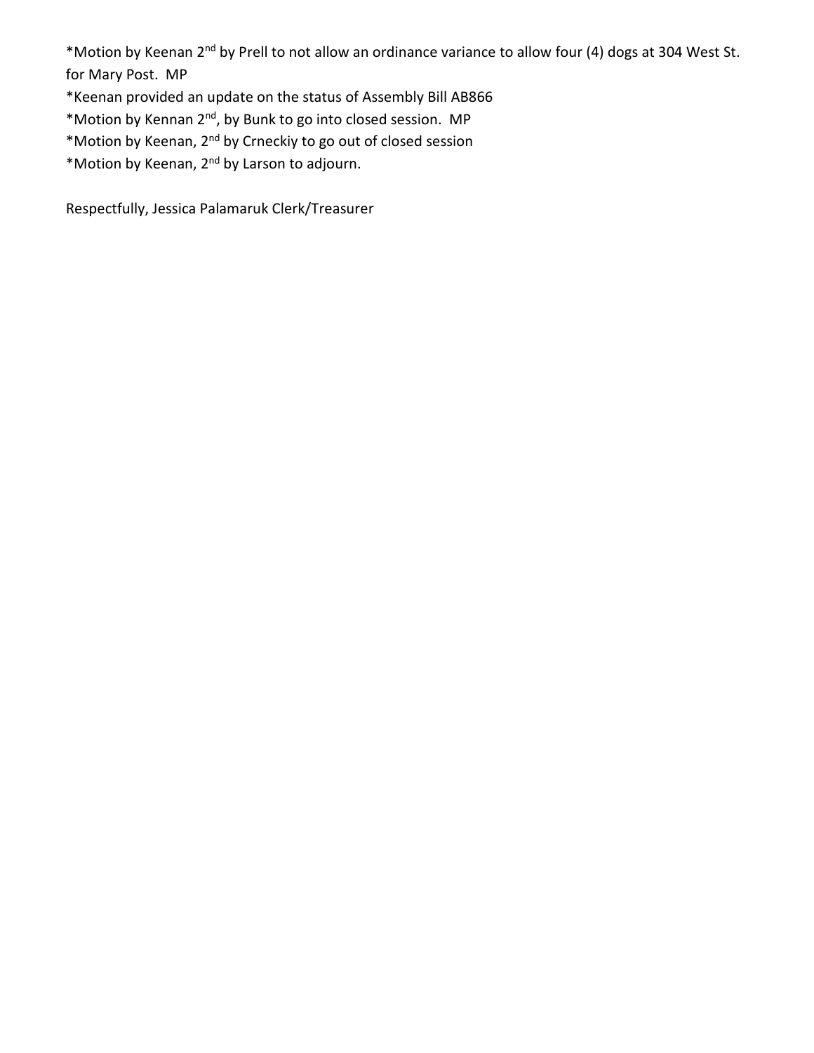*Motion by Keenan 2nd by Prell to not allow an ordinance variance to allow four (4) dogs at 304 West St. for Mary Post. MP

*Keenan provided an update on the status of Assembly Bill AB866

*Motion by Kennan 2nd, by Bunk to go into closed session. MP

*Motion by Keenan, 2nd by Crneckiy to go out of closed session

*Motion by Keenan, 2nd by Larson to adjourn.

Respectfully, Jessica Palamaruk Clerk/Treasurer